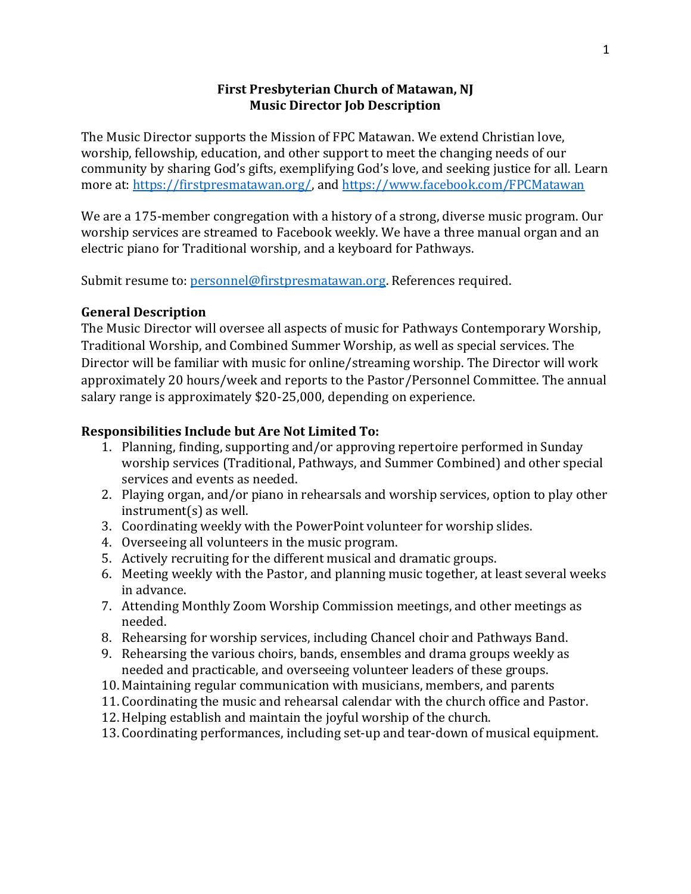# First Presbyterian Church of Matawan, NJ
## Music Director Job Description

The Music Director supports the Mission of FPC Matawan. We extend Christian love, worship, fellowship, education, and other support to meet the changing needs of our community by sharing God's gifts, exemplifying God's love, and seeking justice for all. Learn more at: [https://firstpresmatawan.org/](https://firstpresmatawan.org/), and [https://www.facebook.com/FPCMatawan](https://www.facebook.com/FPCMatawan)

We are a 175-member congregation with a history of a strong, diverse music program. Our worship services are streamed to Facebook weekly. We have a three manual organ and an electric piano for Traditional worship, and a keyboard for Pathways.

Submit resume to: [personnel@firstpresmatawan.org](mailto:personnel@firstpresmatawan.org). References required.

### General Description

The Music Director will oversee all aspects of music for Pathways Contemporary Worship, Traditional Worship, and Combined Summer Worship, as well as special services. The Director will be familiar with music for online/streaming worship. The Director will work approximately 20 hours/week and reports to the Pastor/Personnel Committee. The annual salary range is approximately $20-25,000, depending on experience.

### Responsibilities Include but Are Not Limited To:

1. Planning, finding, supporting and/or approving repertoire performed in Sunday worship services (Traditional, Pathways, and Summer Combined) and other special services and events as needed.
2. Playing organ, and/or piano in rehearsals and worship services, option to play other instrument(s) as well.
3. Coordinating weekly with the PowerPoint volunteer for worship slides.
4. Overseeing all volunteers in the music program.
5. Actively recruiting for the different musical and dramatic groups.
6. Meeting weekly with the Pastor, and planning music together, at least several weeks in advance.
7. Attending Monthly Zoom Worship Commission meetings, and other meetings as needed.
8. Rehearsing for worship services, including Chancel choir and Pathways Band.
9. Rehearsing the various choirs, bands, ensembles and drama groups weekly as needed and practicable, and overseeing volunteer leaders of these groups.
10. Maintaining regular communication with musicians, members, and parents
11. Coordinating the music and rehearsal calendar with the church office and Pastor.
12. Helping establish and maintain the joyful worship of the church.
13. Coordinating performances, including set-up and tear-down of musical equipment.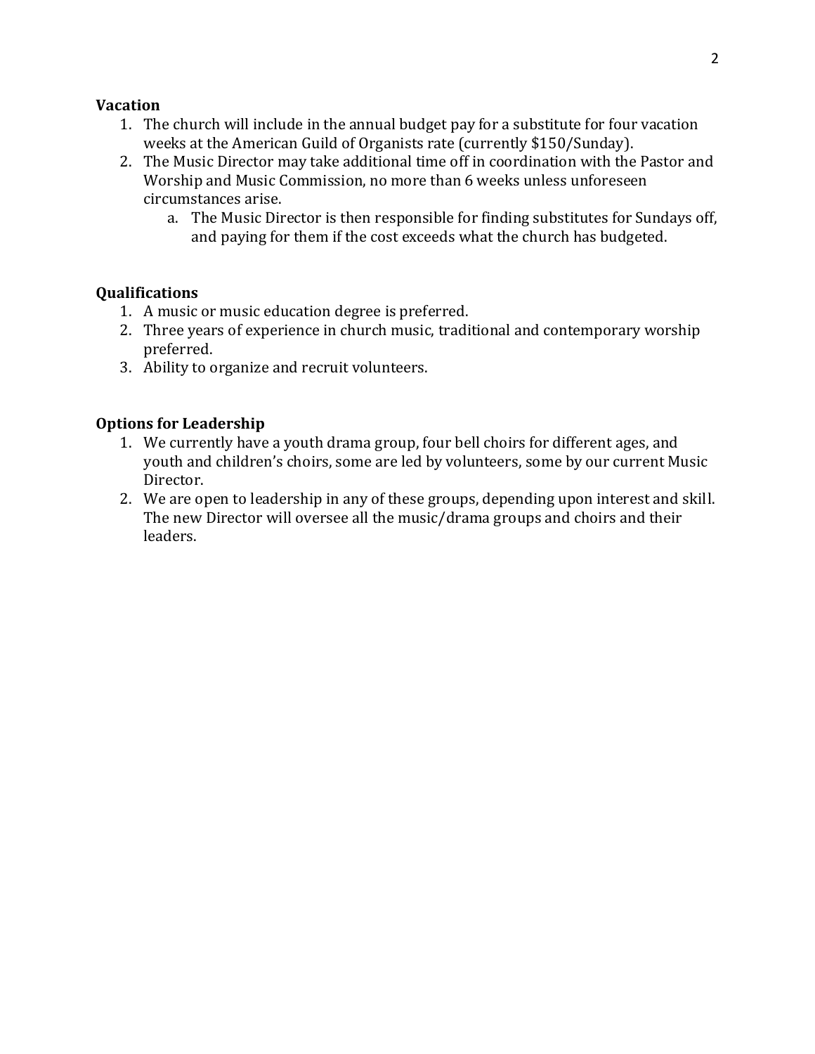**Vacation**

1. The church will include in the annual budget pay for a substitute for four vacation weeks at the American Guild of Organists rate (currently $150/Sunday).
2. The Music Director may take additional time off in coordination with the Pastor and Worship and Music Commission, no more than 6 weeks unless unforeseen circumstances arise.
   a. The Music Director is then responsible for finding substitutes for Sundays off, and paying for them if the cost exceeds what the church has budgeted.

**Qualifications**

1. A music or music education degree is preferred.
2. Three years of experience in church music, traditional and contemporary worship preferred.
3. Ability to organize and recruit volunteers.

**Options for Leadership**

1. We currently have a youth drama group, four bell choirs for different ages, and youth and children's choirs, some are led by volunteers, some by our current Music Director.
2. We are open to leadership in any of these groups, depending upon interest and skill. The new Director will oversee all the music/drama groups and choirs and their leaders.